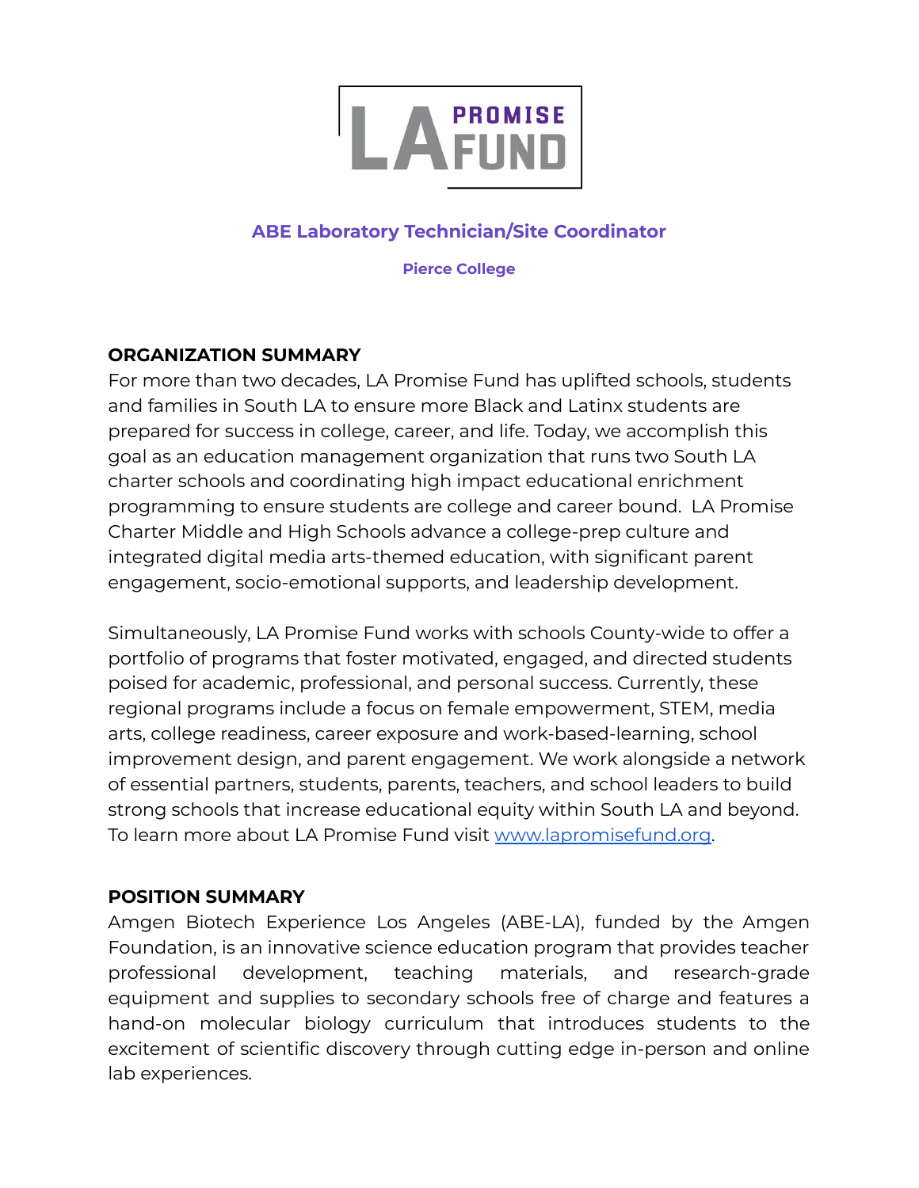# ABE Laboratory Technician/Site Coordinator

**Pierce College**

## ORGANIZATION SUMMARY

For more than two decades, LA Promise Fund has uplifted schools, students and families in South LA to ensure more Black and Latinx students are prepared for success in college, career, and life. Today, we accomplish this goal as an education management organization that runs two South LA charter schools and coordinating high impact educational enrichment programming to ensure students are college and career bound.  LA Promise Charter Middle and High Schools advance a college-prep culture and integrated digital media arts-themed education, with significant parent engagement, socio-emotional supports, and leadership development.

Simultaneously, LA Promise Fund works with schools County-wide to offer a portfolio of programs that foster motivated, engaged, and directed students poised for academic, professional, and personal success. Currently, these regional programs include a focus on female empowerment, STEM, media arts, college readiness, career exposure and work-based-learning, school improvement design, and parent engagement. We work alongside a network of essential partners, students, parents, teachers, and school leaders to build strong schools that increase educational equity within South LA and beyond. To learn more about LA Promise Fund visit [www.lapromisefund.org](http://www.lapromisefund.org).

## POSITION SUMMARY

Amgen Biotech Experience Los Angeles (ABE-LA), funded by the Amgen Foundation, is an innovative science education program that provides teacher professional development, teaching materials, and research-grade equipment and supplies to secondary schools free of charge and features a hand-on molecular biology curriculum that introduces students to the excitement of scientific discovery through cutting edge in-person and online lab experiences.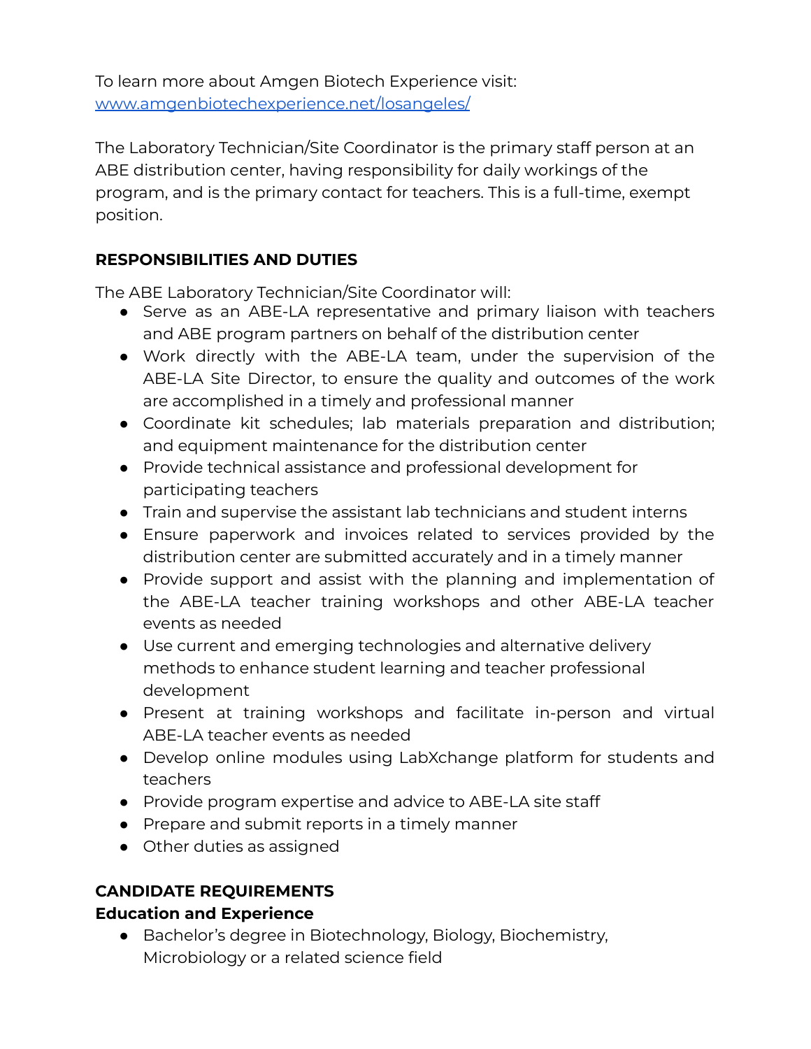To learn more about Amgen Biotech Experience visit:
[www.amgenbiotechexperience.net/losangeles/](www.amgenbiotechexperience.net/losangeles/)

The Laboratory Technician/Site Coordinator is the primary staff person at an ABE distribution center, having responsibility for daily workings of the program, and is the primary contact for teachers. This is a full-time, exempt position.

**RESPONSIBILITIES AND DUTIES**

The ABE Laboratory Technician/Site Coordinator will:

- Serve as an ABE-LA representative and primary liaison with teachers and ABE program partners on behalf of the distribution center
- Work directly with the ABE-LA team, under the supervision of the ABE-LA Site Director, to ensure the quality and outcomes of the work are accomplished in a timely and professional manner
- Coordinate kit schedules; lab materials preparation and distribution; and equipment maintenance for the distribution center
- Provide technical assistance and professional development for participating teachers
- Train and supervise the assistant lab technicians and student interns
- Ensure paperwork and invoices related to services provided by the distribution center are submitted accurately and in a timely manner
- Provide support and assist with the planning and implementation of the ABE-LA teacher training workshops and other ABE-LA teacher events as needed
- Use current and emerging technologies and alternative delivery methods to enhance student learning and teacher professional development
- Present at training workshops and facilitate in-person and virtual ABE-LA teacher events as needed
- Develop online modules using LabXchange platform for students and teachers
- Provide program expertise and advice to ABE-LA site staff
- Prepare and submit reports in a timely manner
- Other duties as assigned

**CANDIDATE REQUIREMENTS**
**Education and Experience**

- Bachelor's degree in Biotechnology, Biology, Biochemistry, Microbiology or a related science field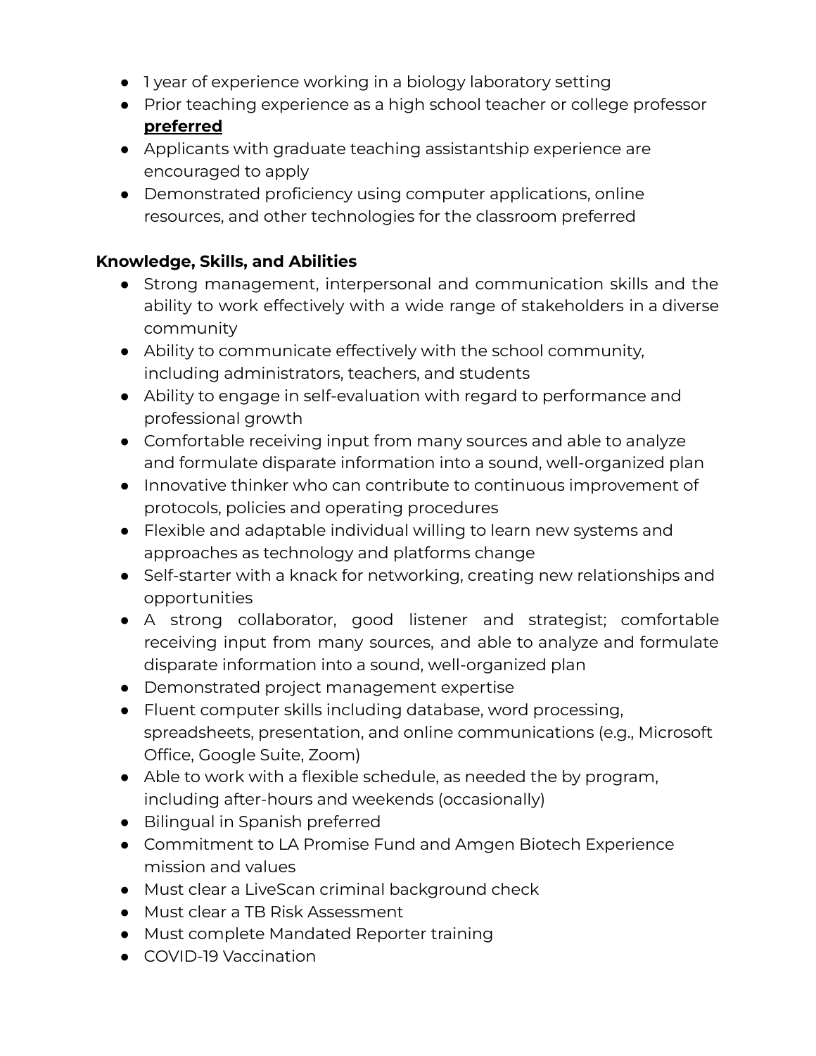- 1 year of experience working in a biology laboratory setting
- Prior teaching experience as a high school teacher or college professor **preferred**
- Applicants with graduate teaching assistantship experience are encouraged to apply
- Demonstrated proficiency using computer applications, online resources, and other technologies for the classroom preferred

**Knowledge, Skills, and Abilities**

- Strong management, interpersonal and communication skills and the ability to work effectively with a wide range of stakeholders in a diverse community
- Ability to communicate effectively with the school community, including administrators, teachers, and students
- Ability to engage in self-evaluation with regard to performance and professional growth
- Comfortable receiving input from many sources and able to analyze and formulate disparate information into a sound, well-organized plan
- Innovative thinker who can contribute to continuous improvement of protocols, policies and operating procedures
- Flexible and adaptable individual willing to learn new systems and approaches as technology and platforms change
- Self-starter with a knack for networking, creating new relationships and opportunities
- A strong collaborator, good listener and strategist; comfortable receiving input from many sources, and able to analyze and formulate disparate information into a sound, well-organized plan
- Demonstrated project management expertise
- Fluent computer skills including database, word processing, spreadsheets, presentation, and online communications (e.g., Microsoft Office, Google Suite, Zoom)
- Able to work with a flexible schedule, as needed the by program, including after-hours and weekends (occasionally)
- Bilingual in Spanish preferred
- Commitment to LA Promise Fund and Amgen Biotech Experience mission and values
- Must clear a LiveScan criminal background check
- Must clear a TB Risk Assessment
- Must complete Mandated Reporter training
- COVID-19 Vaccination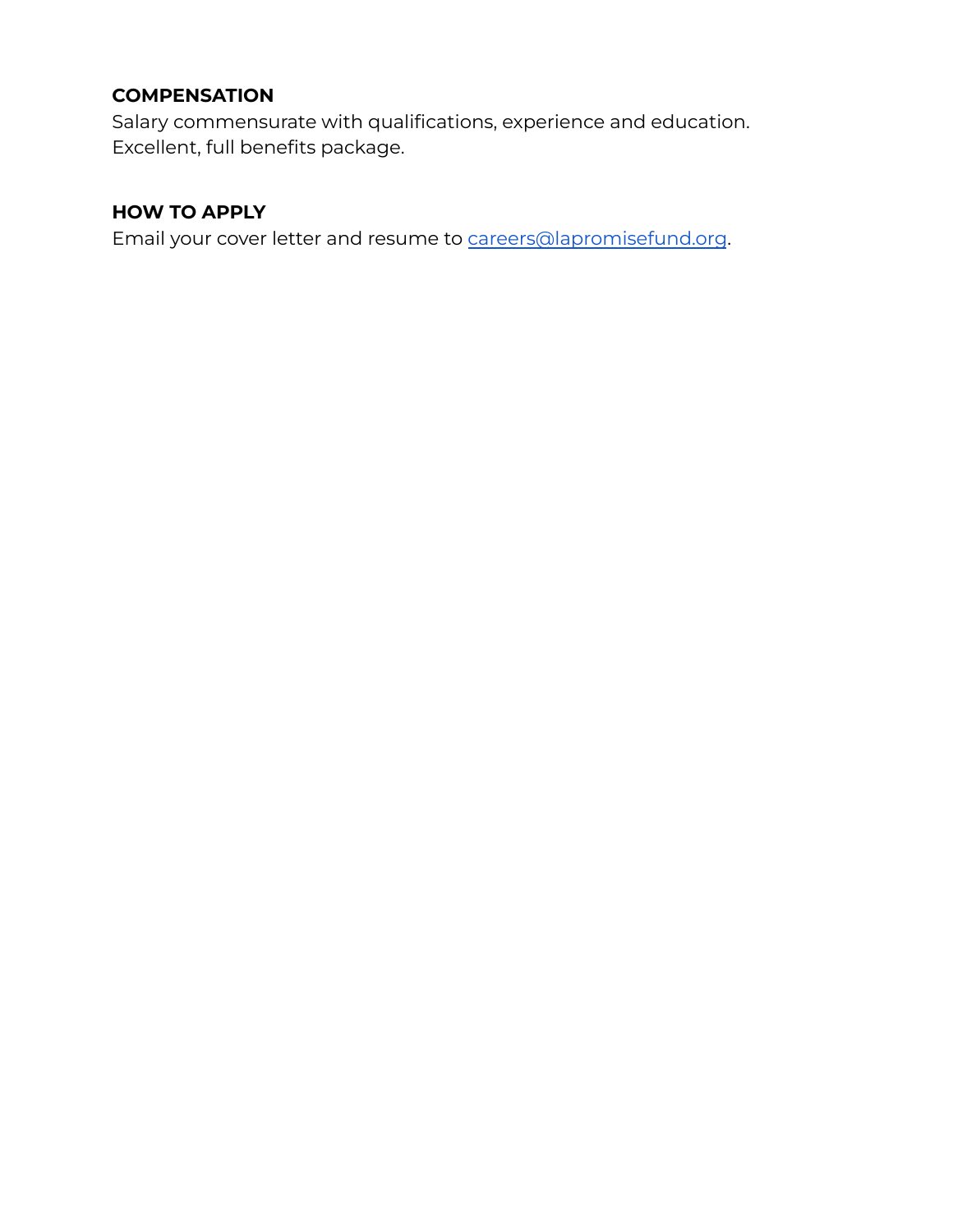**COMPENSATION**

Salary commensurate with qualifications, experience and education.
Excellent, full benefits package.

**HOW TO APPLY**

Email your cover letter and resume to [careers@lapromisefund.org](mailto:careers@lapromisefund.org).